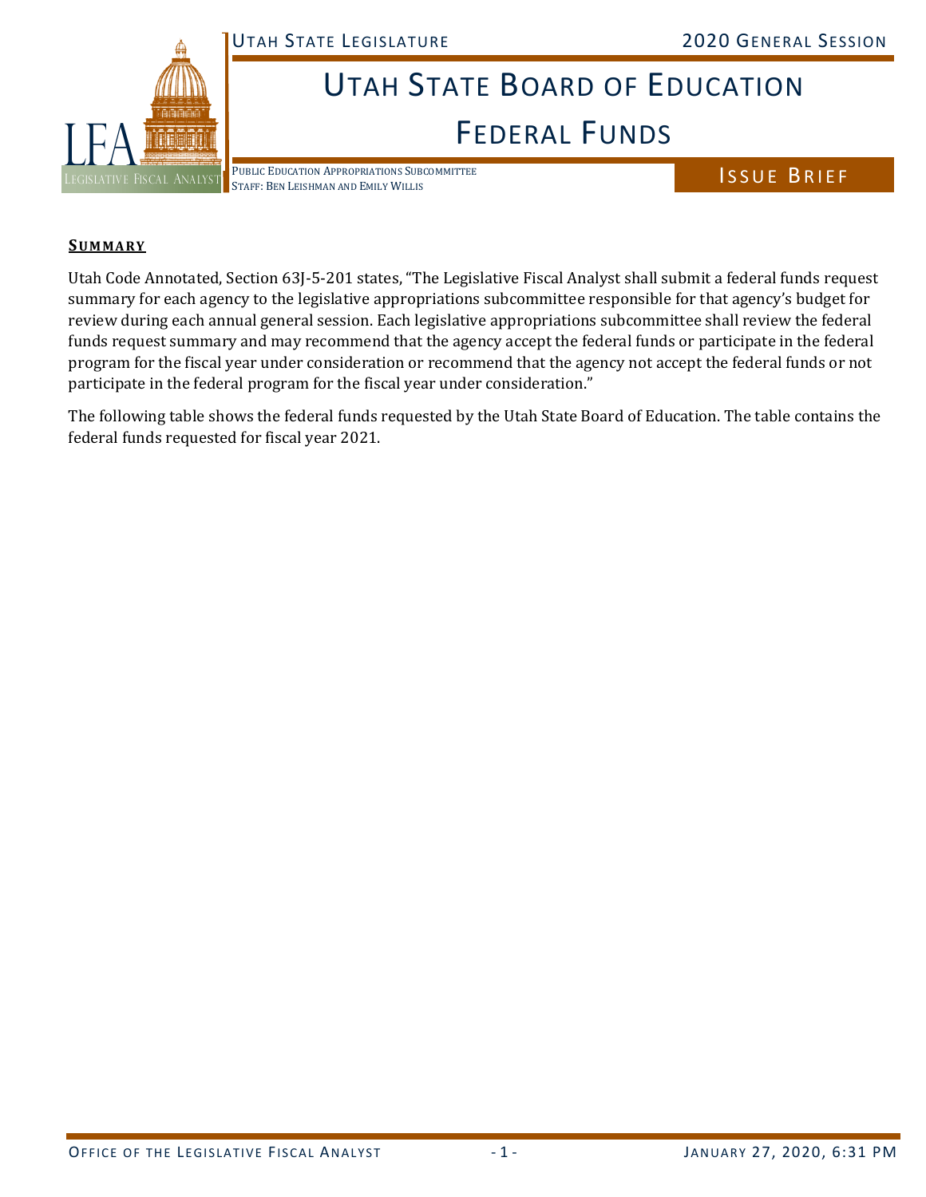UTAH STATE LEGISLATURE 2020 GENERAL SESSION

# UTAH STATE BOARD OF EDUCATION

# FEDERAL FUNDS

PUBLIC EDUCATION APPROPRIATIONS SUBCOMMITTEE
STAFF: BEN LEISHMAN AND EMILY WILLIS

ISSUE BRIEF

## SUMMARY

Utah Code Annotated, Section 63J-5-201 states, "The Legislative Fiscal Analyst shall submit a federal funds request summary for each agency to the legislative appropriations subcommittee responsible for that agency's budget for review during each annual general session. Each legislative appropriations subcommittee shall review the federal funds request summary and may recommend that the agency accept the federal funds or participate in the federal program for the fiscal year under consideration or recommend that the agency not accept the federal funds or not participate in the federal program for the fiscal year under consideration."

The following table shows the federal funds requested by the Utah State Board of Education. The table contains the federal funds requested for fiscal year 2021.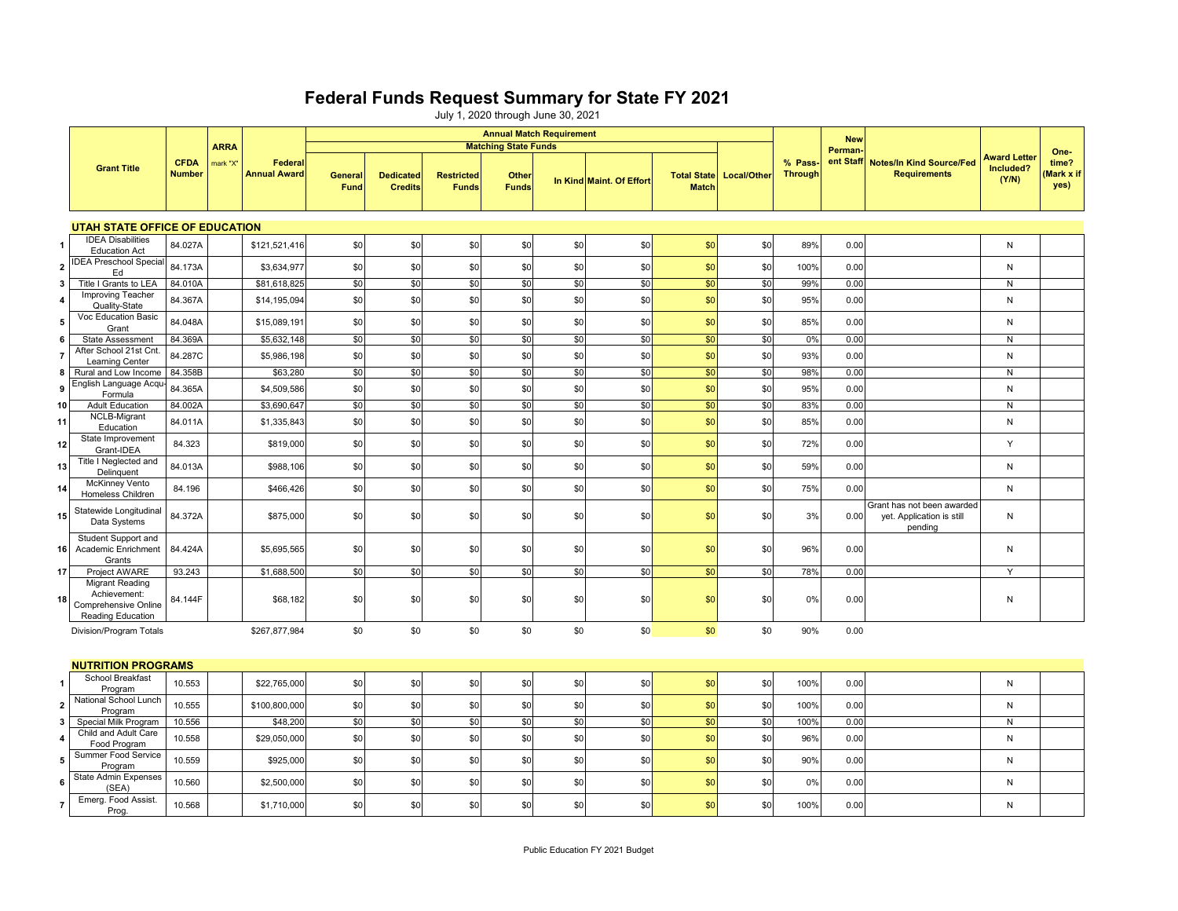# Federal Funds Request Summary for State FY 2021

July 1, 2020 through June 30, 2021

| | Grant Title | CFDA Number | ARRA mark "X" | Federal Annual Award | Annual Match Requirement: Matching State Funds: General Fund | Dedicated Credits | Restricted Funds | Other Funds | In Kind | Maint. Of Effort | Total State Match | Local/Other | % Pass-Through | New Permanent Staff | Notes/In Kind Source/Fed Requirements | Award Letter Included? (Y/N) | One-time? (Mark x if yes) |
|---|---|---|---|---|---|---|---|---|---|---|---|---|---|---|---|---|---|
| | **UTAH STATE OFFICE OF EDUCATION** | | | | | | | | | | | | | | | | |
| 1 | IDEA Disabilities Education Act | 84.027A | | $121,521,416 | $0 | $0 | $0 | $0 | $0 | $0 | $0 | $0 | 89% | 0.00 | | N | |
| 2 | IDEA Preschool Special Ed | 84.173A | | $3,634,977 | $0 | $0 | $0 | $0 | $0 | $0 | $0 | $0 | 100% | 0.00 | | N | |
| 3 | Title I Grants to LEA | 84.010A | | $81,618,825 | $0 | $0 | $0 | $0 | $0 | $0 | $0 | $0 | 99% | 0.00 | | N | |
| 4 | Improving Teacher Quality-State | 84.367A | | $14,195,094 | $0 | $0 | $0 | $0 | $0 | $0 | $0 | $0 | 95% | 0.00 | | N | |
| 5 | Voc Education Basic Grant | 84.048A | | $15,089,191 | $0 | $0 | $0 | $0 | $0 | $0 | $0 | $0 | 85% | 0.00 | | N | |
| 6 | State Assessment | 84.369A | | $5,632,148 | $0 | $0 | $0 | $0 | $0 | $0 | $0 | $0 | 0% | 0.00 | | N | |
| 7 | After School 21st Cnt. Learning Center | 84.287C | | $5,986,198 | $0 | $0 | $0 | $0 | $0 | $0 | $0 | $0 | 93% | 0.00 | | N | |
| 8 | Rural and Low Income | 84.358B | | $63,280 | $0 | $0 | $0 | $0 | $0 | $0 | $0 | $0 | 98% | 0.00 | | N | |
| 9 | English Language Acqu-Formula | 84.365A | | $4,509,586 | $0 | $0 | $0 | $0 | $0 | $0 | $0 | $0 | 95% | 0.00 | | N | |
| 10 | Adult Education | 84.002A | | $3,690,647 | $0 | $0 | $0 | $0 | $0 | $0 | $0 | $0 | 83% | 0.00 | | N | |
| 11 | NCLB-Migrant Education | 84.011A | | $1,335,843 | $0 | $0 | $0 | $0 | $0 | $0 | $0 | $0 | 85% | 0.00 | | N | |
| 12 | State Improvement Grant-IDEA | 84.323 | | $819,000 | $0 | $0 | $0 | $0 | $0 | $0 | $0 | $0 | 72% | 0.00 | | Y | |
| 13 | Title I Neglected and Delinquent | 84.013A | | $988,106 | $0 | $0 | $0 | $0 | $0 | $0 | $0 | $0 | 59% | 0.00 | | N | |
| 14 | McKinney Vento Homeless Children | 84.196 | | $466,426 | $0 | $0 | $0 | $0 | $0 | $0 | $0 | $0 | 75% | 0.00 | | N | |
| 15 | Statewide Longitudinal Data Systems | 84.372A | | $875,000 | $0 | $0 | $0 | $0 | $0 | $0 | $0 | $0 | 3% | 0.00 | Grant has not been awarded yet. Application is still pending | N | |
| 16 | Student Support and Academic Enrichment Grants | 84.424A | | $5,695,565 | $0 | $0 | $0 | $0 | $0 | $0 | $0 | $0 | 96% | 0.00 | | N | |
| 17 | Project AWARE | 93.243 | | $1,688,500 | $0 | $0 | $0 | $0 | $0 | $0 | $0 | $0 | 78% | 0.00 | | Y | |
| 18 | Migrant Reading Achievement: Comprehensive Online Reading Education | 84.144F | | $68,182 | $0 | $0 | $0 | $0 | $0 | $0 | $0 | $0 | 0% | 0.00 | | N | |
| | Division/Program Totals | | | $267,877,984 | $0 | $0 | $0 | $0 | $0 | $0 | $0 | $0 | 90% | 0.00 | | | |
| | **NUTRITION PROGRAMS** | | | | | | | | | | | | | | | | |
| 1 | School Breakfast Program | 10.553 | | $22,765,000 | $0 | $0 | $0 | $0 | $0 | $0 | $0 | $0 | 100% | 0.00 | | N | |
| 2 | National School Lunch Program | 10.555 | | $100,800,000 | $0 | $0 | $0 | $0 | $0 | $0 | $0 | $0 | 100% | 0.00 | | N | |
| 3 | Special Milk Program | 10.556 | | $48,200 | $0 | $0 | $0 | $0 | $0 | $0 | $0 | $0 | 100% | 0.00 | | N | |
| 4 | Child and Adult Care Food Program | 10.558 | | $29,050,000 | $0 | $0 | $0 | $0 | $0 | $0 | $0 | $0 | 96% | 0.00 | | N | |
| 5 | Summer Food Service Program | 10.559 | | $925,000 | $0 | $0 | $0 | $0 | $0 | $0 | $0 | $0 | 90% | 0.00 | | N | |
| 6 | State Admin Expenses (SEA) | 10.560 | | $2,500,000 | $0 | $0 | $0 | $0 | $0 | $0 | $0 | $0 | 0% | 0.00 | | N | |
| 7 | Emerg. Food Assist. Prog. | 10.568 | | $1,710,000 | $0 | $0 | $0 | $0 | $0 | $0 | $0 | $0 | 100% | 0.00 | | N | |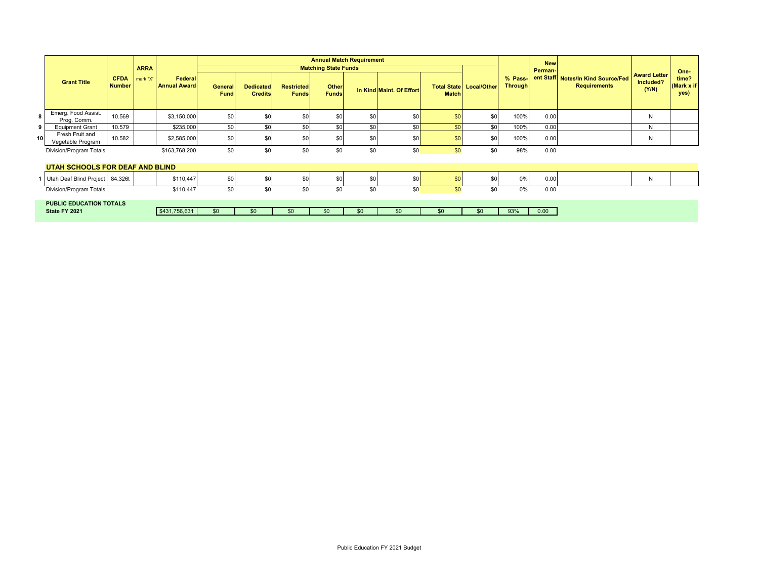| | Grant Title | CFDA Number | ARRA mark "X" | Federal Annual Award | Annual Match Requirement: Matching State Funds: General Fund | Dedicated Credits | Restricted Funds | Other Funds | In Kind | Maint. Of Effort | Total State Match | Local/Other | % Pass-Through | New Permanent Staff | Notes/In Kind Source/Fed Requirements | Award Letter Included? (Y/N) | One-time? (Mark x if yes) |
|---|---|---|---|---|---|---|---|---|---|---|---|---|---|---|---|---|---|
| 8 | Emerg. Food Assist. Prog. Comm. | 10.569 | | $3,150,000 | $0 | $0 | $0 | $0 | $0 | $0 | $0 | $0 | 100% | 0.00 | | N | |
| 9 | Equipment Grant | 10.579 | | $235,000 | $0 | $0 | $0 | $0 | $0 | $0 | $0 | $0 | 100% | 0.00 | | N | |
| 10 | Fresh Fruit and Vegetable Program | 10.582 | | $2,585,000 | $0 | $0 | $0 | $0 | $0 | $0 | $0 | $0 | 100% | 0.00 | | N | |
| | Division/Program Totals | | | $163,768,200 | $0 | $0 | $0 | $0 | $0 | $0 | $0 | $0 | 98% | 0.00 | | | |
| | **UTAH SCHOOLS FOR DEAF AND BLIND** | | | | | | | | | | | | | | | | |
| 1 | Utah Deaf Blind Project | 84.326t | | $110,447 | $0 | $0 | $0 | $0 | $0 | $0 | $0 | $0 | 0% | 0.00 | | N | |
| | Division/Program Totals | | | $110,447 | $0 | $0 | $0 | $0 | $0 | $0 | $0 | $0 | 0% | 0.00 | | | |
| | **PUBLIC EDUCATION TOTALS State FY 2021** | | | $431,756,631 | $0 | $0 | $0 | $0 | $0 | $0 | $0 | $0 | 93% | 0.00 | | | |